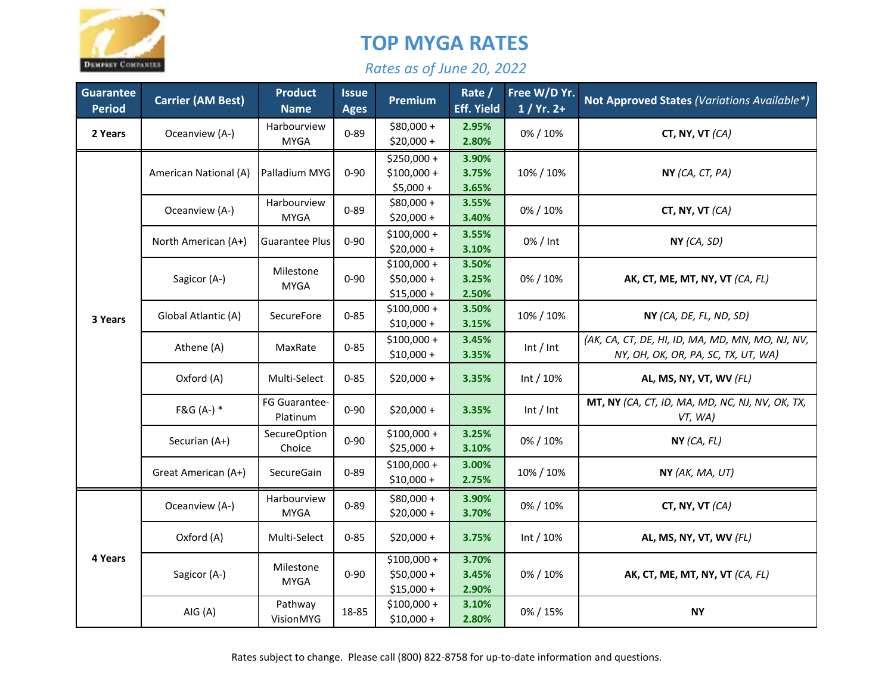# TOP MYGA RATES

*Rates as of June 20, 2022*

| Guarantee Period | Carrier (AM Best) | Product Name | Issue Ages | Premium | Rate / Eff. Yield | Free W/D Yr. 1 / Yr. 2+ | Not Approved States *(Variations Available*)* |
|---|---|---|---|---|---|---|---|
| **2 Years** | Oceanview (A-) | Harbourview MYGA | 0-89 | $80,000 +<br>$20,000 + | **2.95%**<br>**2.80%** | 0% / 10% | **CT, NY, VT** *(CA)* |
| **3 Years** | American National (A) | Palladium MYG | 0-90 | $250,000 +<br>$100,000 +<br>$5,000 + | **3.90%**<br>**3.75%**<br>**3.65%** | 10% / 10% | **NY** *(CA, CT, PA)* |
| | Oceanview (A-) | Harbourview MYGA | 0-89 | $80,000 +<br>$20,000 + | **3.55%**<br>**3.40%** | 0% / 10% | **CT, NY, VT** *(CA)* |
| | North American (A+) | Guarantee Plus | 0-90 | $100,000 +<br>$20,000 + | **3.55%**<br>**3.10%** | 0% / Int | **NY** *(CA, SD)* |
| | Sagicor (A-) | Milestone MYGA | 0-90 | $100,000 +<br>$50,000 +<br>$15,000 + | **3.50%**<br>**3.25%**<br>**2.50%** | 0% / 10% | **AK, CT, ME, MT, NY, VT** *(CA, FL)* |
| | Global Atlantic (A) | SecureFore | 0-85 | $100,000 +<br>$10,000 + | **3.50%**<br>**3.15%** | 10% / 10% | **NY** *(CA, DE, FL, ND, SD)* |
| | Athene (A) | MaxRate | 0-85 | $100,000 +<br>$10,000 + | **3.45%**<br>**3.35%** | Int / Int | *(AK, CA, CT, DE, HI, ID, MA, MD, MN, MO, NJ, NV, NY, OH, OK, OR, PA, SC, TX, UT, WA)* |
| | Oxford (A) | Multi-Select | 0-85 | $20,000 + | **3.35%** | Int / 10% | **AL, MS, NY, VT, WV** *(FL)* |
| | F&G (A-) * | FG Guarantee-Platinum | 0-90 | $20,000 + | **3.35%** | Int / Int | **MT, NY** *(CA, CT, ID, MA, MD, NC, NJ, NV, OK, TX, VT, WA)* |
| | Securian (A+) | SecureOption Choice | 0-90 | $100,000 +<br>$25,000 + | **3.25%**<br>**3.10%** | 0% / 10% | **NY** *(CA, FL)* |
| | Great American (A+) | SecureGain | 0-89 | $100,000 +<br>$10,000 + | **3.00%**<br>**2.75%** | 10% / 10% | **NY** *(AK, MA, UT)* |
| **4 Years** | Oceanview (A-) | Harbourview MYGA | 0-89 | $80,000 +<br>$20,000 + | **3.90%**<br>**3.70%** | 0% / 10% | **CT, NY, VT** *(CA)* |
| | Oxford (A) | Multi-Select | 0-85 | $20,000 + | **3.75%** | Int / 10% | **AL, MS, NY, VT, WV** *(FL)* |
| | Sagicor (A-) | Milestone MYGA | 0-90 | $100,000 +<br>$50,000 +<br>$15,000 + | **3.70%**<br>**3.45%**<br>**2.90%** | 0% / 10% | **AK, CT, ME, MT, NY, VT** *(CA, FL)* |
| | AIG (A) | Pathway VisionMYG | 18-85 | $100,000 +<br>$10,000 + | **3.10%**<br>**2.80%** | 0% / 15% | **NY** |

Rates subject to change. Please call (800) 822-8758 for up-to-date information and questions.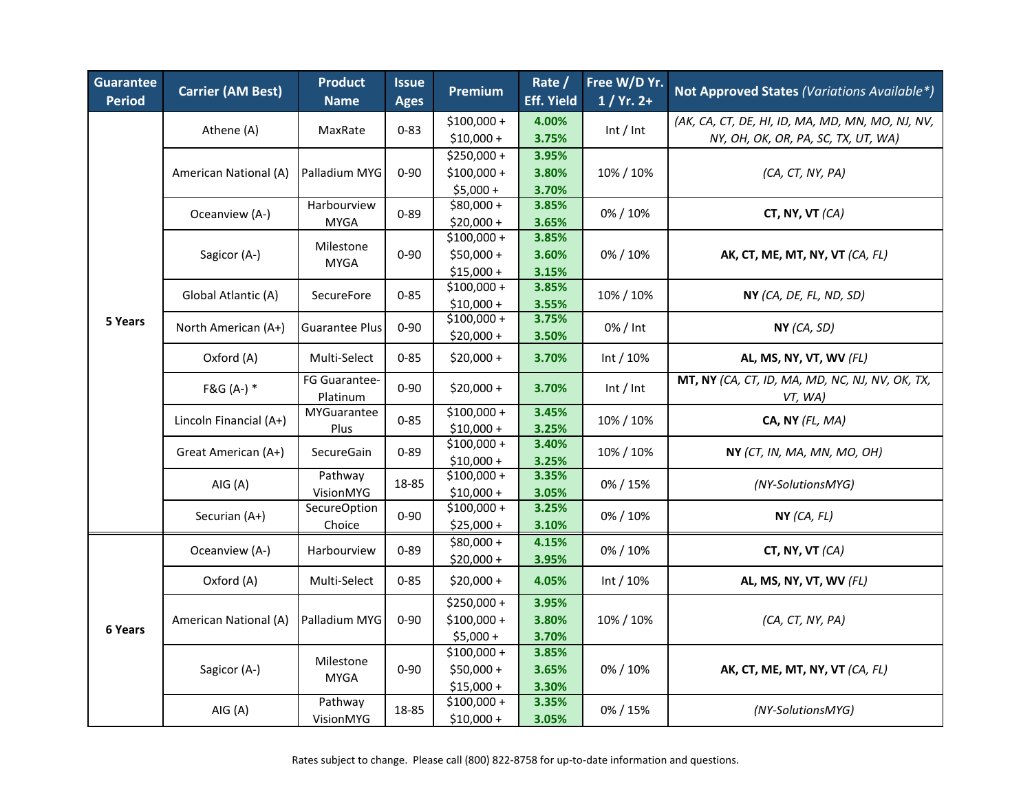| Guarantee Period | Carrier (AM Best) | Product Name | Issue Ages | Premium | Rate / Eff. Yield | Free W/D Yr. 1 / Yr. 2+ | Not Approved States *(Variations Available*)* |
|---|---|---|---|---|---|---|---|
| 5 Years | Athene (A) | MaxRate | 0-83 | $100,000 +<br>$10,000 + | 4.00%<br>3.75% | Int / Int | *(AK, CA, CT, DE, HI, ID, MA, MD, MN, MO, NJ, NV, NY, OH, OK, OR, PA, SC, TX, UT, WA)* |
| | American National (A) | Palladium MYG | 0-90 | $250,000 +<br>$100,000 +<br>$5,000 + | 3.95%<br>3.80%<br>3.70% | 10% / 10% | *(CA, CT, NY, PA)* |
| | Oceanview (A-) | Harbourview MYGA | 0-89 | $80,000 +<br>$20,000 + | 3.85%<br>3.65% | 0% / 10% | **CT, NY, VT** *(CA)* |
| | Sagicor (A-) | Milestone MYGA | 0-90 | $100,000 +<br>$50,000 +<br>$15,000 + | 3.85%<br>3.60%<br>3.15% | 0% / 10% | **AK, CT, ME, MT, NY, VT** *(CA, FL)* |
| | Global Atlantic (A) | SecureFore | 0-85 | $100,000 +<br>$10,000 + | 3.85%<br>3.55% | 10% / 10% | **NY** *(CA, DE, FL, ND, SD)* |
| | North American (A+) | Guarantee Plus | 0-90 | $100,000 +<br>$20,000 + | 3.75%<br>3.50% | 0% / Int | **NY** *(CA, SD)* |
| | Oxford (A) | Multi-Select | 0-85 | $20,000 + | 3.70% | Int / 10% | **AL, MS, NY, VT, WV** *(FL)* |
| | F&G (A-) * | FG Guarantee-Platinum | 0-90 | $20,000 + | 3.70% | Int / Int | **MT, NY** *(CA, CT, ID, MA, MD, NC, NJ, NV, OK, TX, VT, WA)* |
| | Lincoln Financial (A+) | MYGuarantee Plus | 0-85 | $100,000 +<br>$10,000 + | 3.45%<br>3.25% | 10% / 10% | **CA, NY** *(FL, MA)* |
| | Great American (A+) | SecureGain | 0-89 | $100,000 +<br>$10,000 + | 3.40%<br>3.25% | 10% / 10% | **NY** *(CT, IN, MA, MN, MO, OH)* |
| | AIG (A) | Pathway VisionMYG | 18-85 | $100,000 +<br>$10,000 + | 3.35%<br>3.05% | 0% / 15% | *(NY-SolutionsMYG)* |
| | Securian (A+) | SecureOption Choice | 0-90 | $100,000 +<br>$25,000 + | 3.25%<br>3.10% | 0% / 10% | **NY** *(CA, FL)* |
| 6 Years | Oceanview (A-) | Harbourview | 0-89 | $80,000 +<br>$20,000 + | 4.15%<br>3.95% | 0% / 10% | **CT, NY, VT** *(CA)* |
| | Oxford (A) | Multi-Select | 0-85 | $20,000 + | 4.05% | Int / 10% | **AL, MS, NY, VT, WV** *(FL)* |
| | American National (A) | Palladium MYG | 0-90 | $250,000 +<br>$100,000 +<br>$5,000 + | 3.95%<br>3.80%<br>3.70% | 10% / 10% | *(CA, CT, NY, PA)* |
| | Sagicor (A-) | Milestone MYGA | 0-90 | $100,000 +<br>$50,000 +<br>$15,000 + | 3.85%<br>3.65%<br>3.30% | 0% / 10% | **AK, CT, ME, MT, NY, VT** *(CA, FL)* |
| | AIG (A) | Pathway VisionMYG | 18-85 | $100,000 +<br>$10,000 + | 3.35%<br>3.05% | 0% / 15% | *(NY-SolutionsMYG)* |

Rates subject to change. Please call (800) 822-8758 for up-to-date information and questions.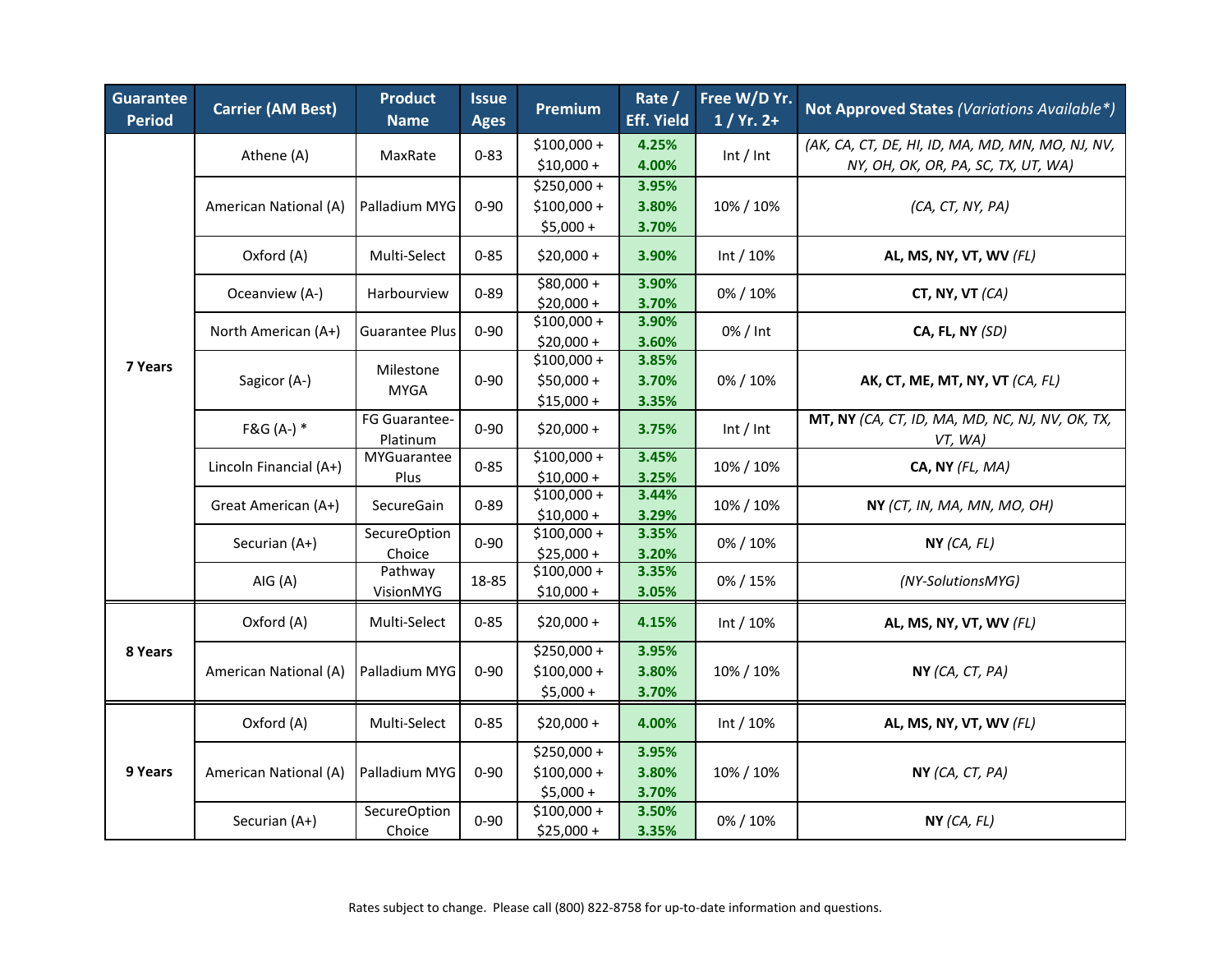| Guarantee Period | Carrier (AM Best) | Product Name | Issue Ages | Premium | Rate / Eff. Yield | Free W/D Yr. 1 / Yr. 2+ | Not Approved States *(Variations Available*)* |
|---|---|---|---|---|---|---|---|
| **7 Years** | Athene (A) | MaxRate | 0-83 | $100,000 +<br>$10,000 + | **4.25%**<br>**4.00%** | Int / Int | *(AK, CA, CT, DE, HI, ID, MA, MD, MN, MO, NJ, NV, NY, OH, OK, OR, PA, SC, TX, UT, WA)* |
| | American National (A) | Palladium MYG | 0-90 | $250,000 +<br>$100,000 +<br>$5,000 + | **3.95%**<br>**3.80%**<br>**3.70%** | 10% / 10% | *(CA, CT, NY, PA)* |
| | Oxford (A) | Multi-Select | 0-85 | $20,000 + | **3.90%** | Int / 10% | **AL, MS, NY, VT, WV** *(FL)* |
| | Oceanview (A-) | Harbourview | 0-89 | $80,000 +<br>$20,000 + | **3.90%**<br>**3.70%** | 0% / 10% | **CT, NY, VT** *(CA)* |
| | North American (A+) | Guarantee Plus | 0-90 | $100,000 +<br>$20,000 + | **3.90%**<br>**3.60%** | 0% / Int | **CA, FL, NY** *(SD)* |
| | Sagicor (A-) | Milestone MYGA | 0-90 | $100,000 +<br>$50,000 +<br>$15,000 + | **3.85%**<br>**3.70%**<br>**3.35%** | 0% / 10% | **AK, CT, ME, MT, NY, VT** *(CA, FL)* |
| | F&G (A-) * | FG Guarantee-Platinum | 0-90 | $20,000 + | **3.75%** | Int / Int | **MT, NY** *(CA, CT, ID, MA, MD, NC, NJ, NV, OK, TX, VT, WA)* |
| | Lincoln Financial (A+) | MYGuarantee Plus | 0-85 | $100,000 +<br>$10,000 + | **3.45%**<br>**3.25%** | 10% / 10% | **CA, NY** *(FL, MA)* |
| | Great American (A+) | SecureGain | 0-89 | $100,000 +<br>$10,000 + | **3.44%**<br>**3.29%** | 10% / 10% | **NY** *(CT, IN, MA, MN, MO, OH)* |
| | Securian (A+) | SecureOption Choice | 0-90 | $100,000 +<br>$25,000 + | **3.35%**<br>**3.20%** | 0% / 10% | **NY** *(CA, FL)* |
| | AIG (A) | Pathway VisionMYG | 18-85 | $100,000 +<br>$10,000 + | **3.35%**<br>**3.05%** | 0% / 15% | *(NY-SolutionsMYG)* |
| **8 Years** | Oxford (A) | Multi-Select | 0-85 | $20,000 + | **4.15%** | Int / 10% | **AL, MS, NY, VT, WV** *(FL)* |
| | American National (A) | Palladium MYG | 0-90 | $250,000 +<br>$100,000 +<br>$5,000 + | **3.95%**<br>**3.80%**<br>**3.70%** | 10% / 10% | **NY** *(CA, CT, PA)* |
| **9 Years** | Oxford (A) | Multi-Select | 0-85 | $20,000 + | **4.00%** | Int / 10% | **AL, MS, NY, VT, WV** *(FL)* |
| | American National (A) | Palladium MYG | 0-90 | $250,000 +<br>$100,000 +<br>$5,000 + | **3.95%**<br>**3.80%**<br>**3.70%** | 10% / 10% | **NY** *(CA, CT, PA)* |
| | Securian (A+) | SecureOption Choice | 0-90 | $100,000 +<br>$25,000 + | **3.50%**<br>**3.35%** | 0% / 10% | **NY** *(CA, FL)* |

Rates subject to change. Please call (800) 822-8758 for up-to-date information and questions.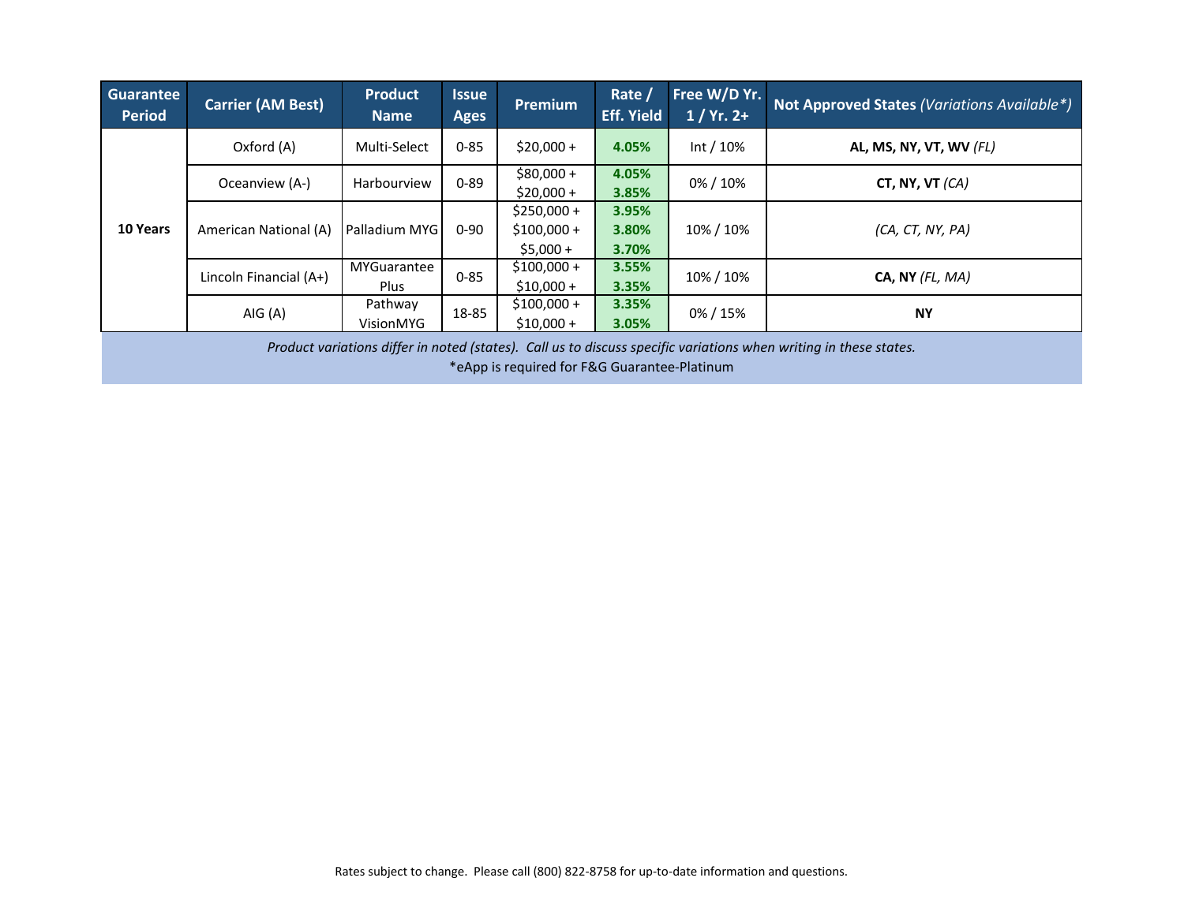| Guarantee Period | Carrier (AM Best) | Product Name | Issue Ages | Premium | Rate / Eff. Yield | Free W/D Yr. 1 / Yr. 2+ | Not Approved States *(Variations Available*)* |
|---|---|---|---|---|---|---|---|
| **10 Years** | Oxford (A) | Multi-Select | 0-85 | $20,000 + | **4.05%** | Int / 10% | **AL, MS, NY, VT, WV** *(FL)* |
| | Oceanview (A-) | Harbourview | 0-89 | $80,000 +<br>$20,000 + | **4.05%**<br>**3.85%** | 0% / 10% | **CT, NY, VT** *(CA)* |
| | American National (A) | Palladium MYG | 0-90 | $250,000 +<br>$100,000 +<br>$5,000 + | **3.95%**<br>**3.80%**<br>**3.70%** | 10% / 10% | *(CA, CT, NY, PA)* |
| | Lincoln Financial (A+) | MYGuarantee Plus | 0-85 | $100,000 +<br>$10,000 + | **3.55%**<br>**3.35%** | 10% / 10% | **CA, NY** *(FL, MA)* |
| | AIG (A) | Pathway VisionMYG | 18-85 | $100,000 +<br>$10,000 + | **3.35%**<br>**3.05%** | 0% / 15% | **NY** |

*Product variations differ in noted (states). Call us to discuss specific variations when writing in these states.*

*eApp is required for F&G Guarantee-Platinum

Rates subject to change. Please call (800) 822-8758 for up-to-date information and questions.